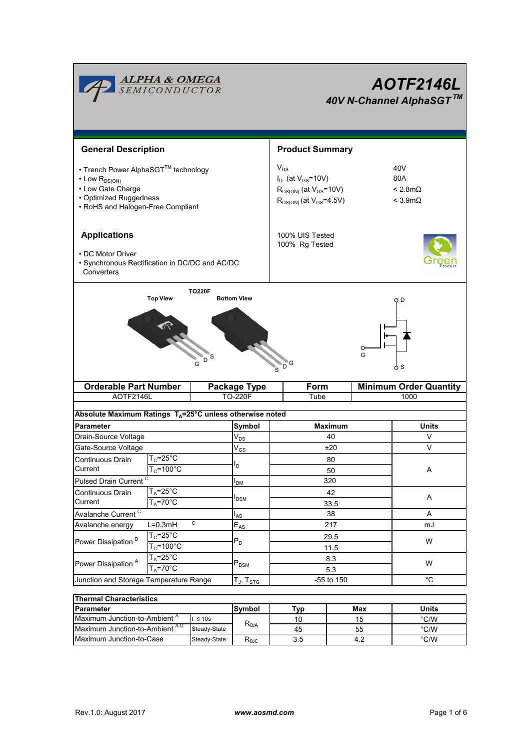ALPHA & OMEGA SEMICONDUCTOR

# AOTF2146L

### 40V N-Channel AlphaSGT™

## General Description

- Trench Power AlphaSGT™ technology
- Low $R_{DS(ON)}$
- Low Gate Charge
- Optimized Ruggedness
- RoHS and Halogen-Free Compliant

## Product Summary

| | |
|---|---|
| $V_{DS}$ | 40V |
| $I_D$ (at $V_{GS}$=10V) | 80A |
| $R_{DS(ON)}$ (at $V_{GS}$=10V) | < 2.8mΩ |
| $R_{DS(ON)}$ (at $V_{GS}$=4.5V) | < 3.9mΩ |

100% UIS Tested
100% Rg Tested

## Applications

- DC Motor Driver
- Synchronous Rectification in DC/DC and AC/DC Converters

TO220F

Top View — Bottom View

| Orderable Part Number | Package Type | Form | Minimum Order Quantity |
|---|---|---|---|
| AOTF2146L | TO-220F | Tube | 1000 |

**Absolute Maximum Ratings $T_A$=25°C unless otherwise noted**

| Parameter | | Symbol | Maximum | Units |
|---|---|---|---|---|
| Drain-Source Voltage | | $V_{DS}$ | 40 | V |
| Gate-Source Voltage | | $V_{GS}$ | ±20 | V |
| Continuous Drain Current | $T_C$=25°C | $I_D$ | 80 | A |
| | $T_C$=100°C | | 50 | |
| Pulsed Drain Current [C] | | $I_{DM}$ | 320 | |
| Continuous Drain Current | $T_A$=25°C | $I_{DSM}$ | 42 | A |
| | $T_A$=70°C | | 33.5 | |
| Avalanche Current [C] | | $I_{AS}$ | 38 | A |
| Avalanche energy | L=0.3mH [C] | $E_{AS}$ | 217 | mJ |
| Power Dissipation [B] | $T_C$=25°C | $P_D$ | 29.5 | W |
| | $T_C$=100°C | | 11.5 | |
| Power Dissipation [A] | $T_A$=25°C | $P_{DSM}$ | 8.3 | W |
| | $T_A$=70°C | | 5.3 | |
| Junction and Storage Temperature Range | | $T_J$, $T_{STG}$ | -55 to 150 | °C |

**Thermal Characteristics**

| Parameter | | Symbol | Typ | Max | Units |
|---|---|---|---|---|---|
| Maximum Junction-to-Ambient [A] | t ≤ 10s | $R_{\theta JA}$ | 10 | 15 | °C/W |
| Maximum Junction-to-Ambient [AD] | Steady-State | | 45 | 55 | °C/W |
| Maximum Junction-to-Case | Steady-State | $R_{\theta JC}$ | 3.5 | 4.2 | °C/W |

Rev.1.0: August 2017 www.aosmd.com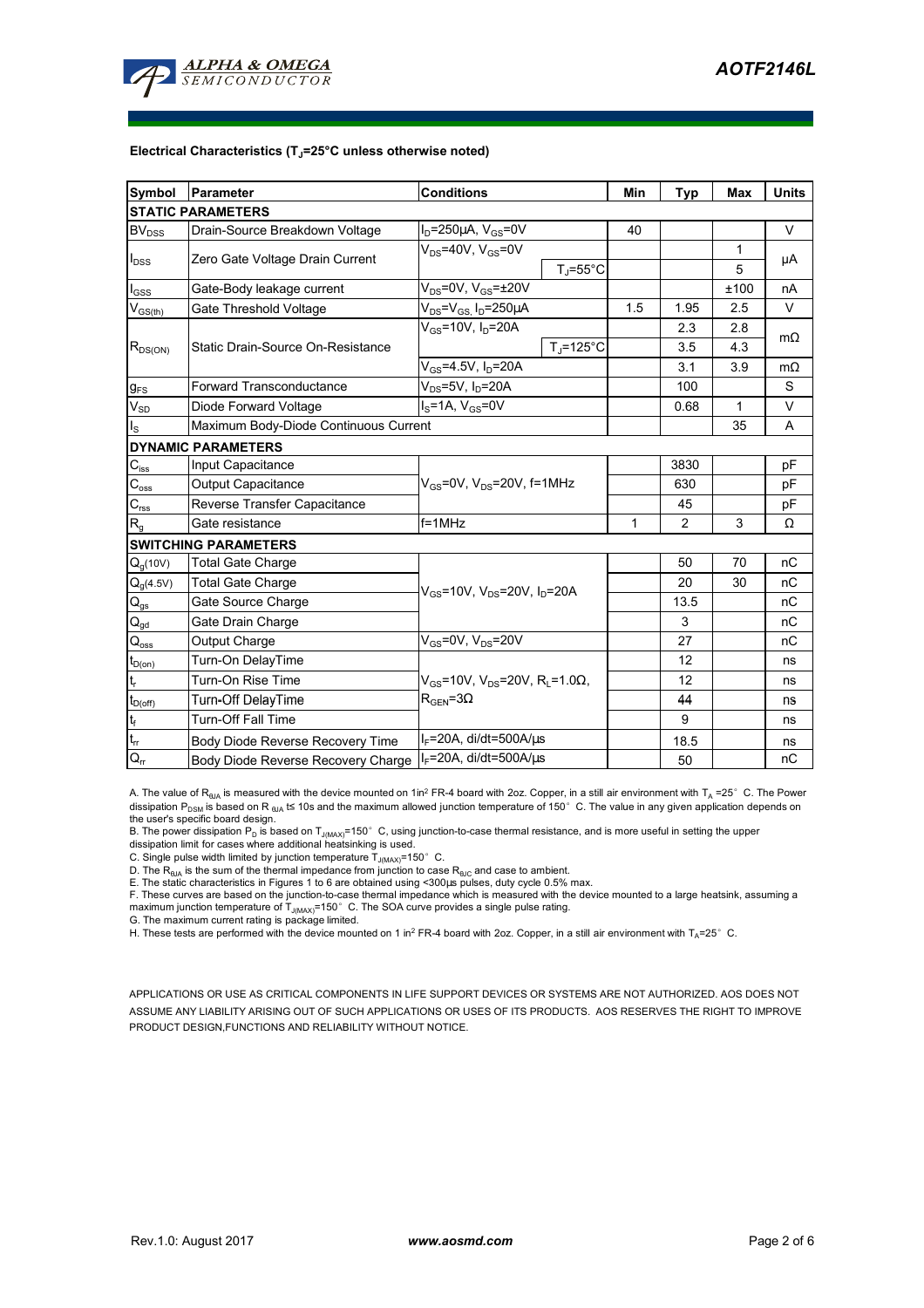**Electrical Characteristics ($T_J$=25°C unless noted)**

| Symbol | Parameter | Conditions | | Min | Typ | Max | Units |
|---|---|---|---|---|---|---|---|
| **STATIC PARAMETERS** | | | | | | | |
| $BV_{DSS}$ | Drain-Source Breakdown Voltage | $I_D$=250µA, $V_{GS}$=0V | | 40 | | | V |
| $I_{DSS}$ | Zero Gate Voltage Drain Current | $V_{DS}$=40V, $V_{GS}$=0V | | | | 1 | µA |
| | | | $T_J$=55°C | | | 5 | |
| $I_{GSS}$ | Gate-Body leakage current | $V_{DS}$=0V, $V_{GS}$=±20V | | | | ±100 | nA |
| $V_{GS(th)}$ | Gate Threshold Voltage | $V_{DS}$=$V_{GS}$, $I_D$=250µA | | 1.5 | 1.95 | 2.5 | V |
| $R_{DS(ON)}$ | Static Drain-Source On-Resistance | $V_{GS}$=10V, $I_D$=20A | | | 2.3 | 2.8 | mΩ |
| | | | $T_J$=125°C | | 3.5 | 4.3 | |
| | | $V_{GS}$=4.5V, $I_D$=20A | | | 3.1 | 3.9 | mΩ |
| $g_{FS}$ | Forward Transconductance | $V_{DS}$=5V, $I_D$=20A | | | 100 | | S |
| $V_{SD}$ | Diode Forward Voltage | $I_S$=1A, $V_{GS}$=0V | | | 0.68 | 1 | V |
| $I_S$ | Maximum Body-Diode Continuous Current | | | | | 35 | A |
| **DYNAMIC PARAMETERS** | | | | | | | |
| $C_{iss}$ | Input Capacitance | $V_{GS}$=0V, $V_{DS}$=20V, f=1MHz | | | 3830 | | pF |
| $C_{oss}$ | Output Capacitance | | | | 630 | | pF |
| $C_{rss}$ | Reverse Transfer Capacitance | | | | 45 | | pF |
| $R_g$ | Gate resistance | f=1MHz | | 1 | 2 | 3 | Ω |
| **SWITCHING PARAMETERS** | | | | | | | |
| $Q_g$(10V) | Total Gate Charge | $V_{GS}$=10V, $V_{DS}$=20V, $I_D$=20A | | | 50 | 70 | nC |
| $Q_g$(4.5V) | Total Gate Charge | | | | 20 | 30 | nC |
| $Q_{gs}$ | Gate Source Charge | | | | 13.5 | | nC |
| $Q_{gd}$ | Gate Drain Charge | | | | 3 | | nC |
| $Q_{oss}$ | Output Charge | $V_{GS}$=0V, $V_{DS}$=20V | | | 27 | | nC |
| $t_{D(on)}$ | Turn-On DelayTime | $V_{GS}$=10V, $V_{DS}$=20V, $R_L$=1.0Ω, $R_{GEN}$=3Ω | | | 12 | | ns |
| $t_r$ | Turn-On Rise Time | | | | 12 | | ns |
| $t_{D(off)}$ | Turn-Off DelayTime | | | | 44 | | ns |
| $t_f$ | Turn-Off Fall Time | | | | 9 | | ns |
| $t_{rr}$ | Body Diode Reverse Recovery Time | $I_F$=20A, di/dt=500A/µs | | | 18.5 | | ns |
| $Q_{rr}$ | Body Diode Reverse Recovery Charge | $I_F$=20A, di/dt=500A/µs | | | 50 | | nC |

A. The value of $R_{\theta JA}$ is measured with the device mounted on 1in² FR-4 board with 2oz. Copper, in a still air environment with $T_A$ =25° C. The Power dissipation $P_{DSM}$ is based on R $_{\theta JA}$ t≤ 10s and the maximum allowed junction temperature of 150° C. The value in any given application depends on the user's specific board design.

B. The power dissipation $P_D$ is based on $T_{J(MAX)}$=150° C, using junction-to-case thermal resistance, and is more useful in setting the upper dissipation limit for cases where additional heatsinking is used.

C. Single pulse width limited by junction temperature $T_{J(MAX)}$=150° C.

D. The $R_{\theta JA}$ is the sum of the thermal impedance from junction to case $R_{\theta JC}$ and case to ambient.

E. The static characteristics in Figures 1 to 6 are obtained using <300µs pulses, duty cycle 0.5% max.

F. These curves are based on the junction-to-case thermal impedance which is measured with the device mounted to a large heatsink, assuming a maximum junction temperature of $T_{J(MAX)}$=150° C. The SOA curve provides a single pulse rating.

G. The maximum current rating is package limited.

H. These tests are performed with the device mounted on 1 in² FR-4 board with 2oz. Copper, in a still air environment with $T_A$=25° C.

APPLICATIONS OR USE AS CRITICAL COMPONENTS IN LIFE SUPPORT DEVICES OR SYSTEMS ARE NOT AUTHORIZED. AOS DOES NOT ASSUME ANY LIABILITY ARISING OUT OF SUCH APPLICATIONS OR USES OF ITS PRODUCTS. AOS RESERVES THE RIGHT TO IMPROVE PRODUCT DESIGN,FUNCTIONS AND RELIABILITY WITHOUT NOTICE.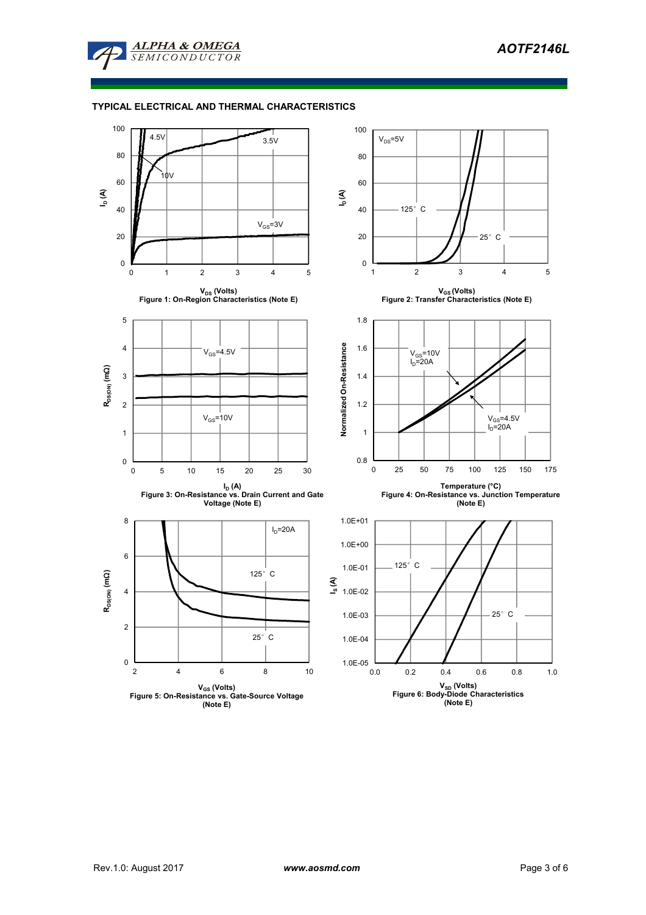## TYPICAL ELECTRICAL AND THERMAL CHARACTERISTICS

Figure 1: On-Region Characteristics (Note E)

Figure 2: Transfer Characteristics (Note E)

Figure 3: On-Resistance vs. Drain Current and Gate Voltage (Note E)

Figure 4: On-Resistance vs. Junction Temperature (Note E)

Figure 5: On-Resistance vs. Gate-Source Voltage (Note E)

Figure 6: Body-Diode Characteristics (Note E)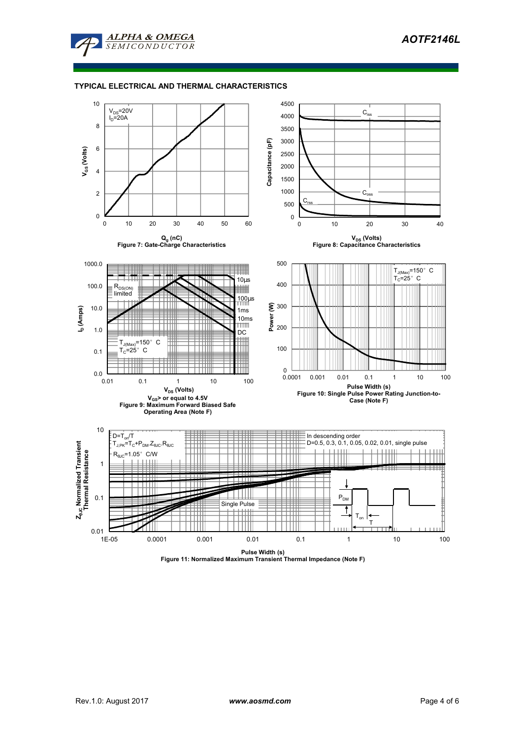## TYPICAL ELECTRICAL AND THERMAL CHARACTERISTICS

$V_{DS}$=20V
$I_D$=20A

$V_{GS}$ (Volts)

$Q_g$ (nC)

Figure 7: Gate-Charge Characteristics

$C_{iss}$

$C_{oss}$

$C_{rss}$

Capacitance (pF)

$V_{DS}$ (Volts)

Figure 8: Capacitance Characteristics

10µs

$R_{DS(ON)}$ limited

100µs

1ms

10ms

DC

$T_{J(Max)}$=150° C
$T_C$=25° C

$I_D$ (Amps)

$V_{DS}$ (Volts)

$V_{GS}$> or equal to 4.5V

Figure 9: Maximum Forward Biased Safe Operating Area (Note F)

$T_{J(Max)}$=150° C
$T_C$=25° C

Power (W)

Pulse Width (s)

Figure 10: Single Pulse Power Rating Junction-to-Case (Note F)

$D=T_{on}/T$
$T_{J,PK}=T_C+P_{DM}.Z_{\theta JC}.R_{\theta JC}$
$R_{\theta JC}$=1.05° C/W

In descending order
D=0.5, 0.3, 0.1, 0.05, 0.02, 0.01, single pulse

Single Pulse

$P_{DM}$

$T_{on}$

T

$Z_{\theta JC}$ Normalized Transient Thermal Resistance

Pulse Width (s)

Figure 11: Normalized Maximum Transient Thermal Impedance (Note F)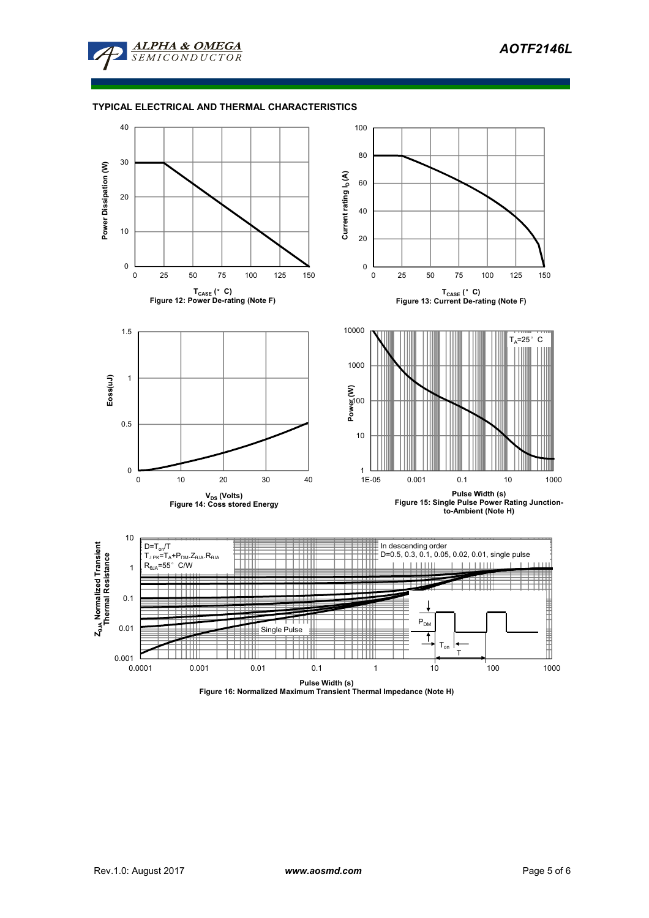## TYPICAL ELECTRICAL AND THERMAL CHARACTERISTICS

Power Dissipation (W)

$T_{CASE}$ (°C)

Figure 12: Power De-rating (Note F)

Current rating $I_D$ (A)

$T_{CASE}$ (°C)

Figure 13: Current De-rating (Note F)

Eoss(uJ)

$V_{DS}$ (Volts)

Figure 14: Coss stored Energy

Power (W)

$T_A$=25°C

Pulse Width (s)

Figure 15: Single Pulse Power Rating Junction-to-Ambient (Note H)

$Z_{\theta JA}$ Normalized Transient Thermal Resistance

$D=T_{on}/T$

$T_{J,PK}=T_A+P_{DM}.Z_{\theta JA}.R_{\theta JA}$

$R_{\theta JA}$=55°C/W

In descending order

D=0.5, 0.3, 0.1, 0.05, 0.02, 0.01, single pulse

Single Pulse

$P_{DM}$

$T_{on}$

T

Pulse Width (s)

Figure 16: Normalized Maximum Transient Thermal Impedance (Note H)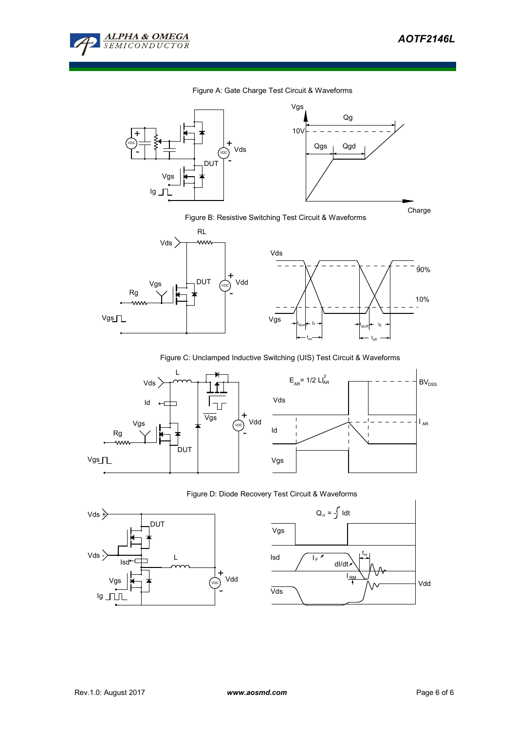Figure A: Gate Charge Test Circuit & Waveforms

Vgs
Qg
10V
Qgs
Qgd
+
Vds
-
DUT
Vgs
Ig
Charge

Figure B: Resistive Switching Test Circuit & Waveforms

RL
Vds
Vgs
DUT
+
Vdd
-
Rg
Vgs
Vds
90%
10%
Vgs
$t_{d(on)}$ $t_r$
$t_{on}$
$t_{d(off)}$ $t_f$
$t_{off}$

Figure C: Unclamped Inductive Switching (UIS) Test Circuit & Waveforms

L
Vds
Id
Vgs
Vgs
Rg
DUT
Vgs
+
Vdd
-
$E_{AR} = 1/2\ LI_{AR}^2$
$BV_{DSS}$
Vds
Id
$I_{AR}$
Vgs

Figure D: Diode Recovery Test Circuit & Waveforms

Vds +
DUT
Vds -
Isd
L
Vgs
Ig
+
Vdd
-
$Q_{rr} = -\int Idt$
Vgs
Isd
$I_F$
dI/dt
$t_{rr}$
$I_{RM}$
Vdd
Vds